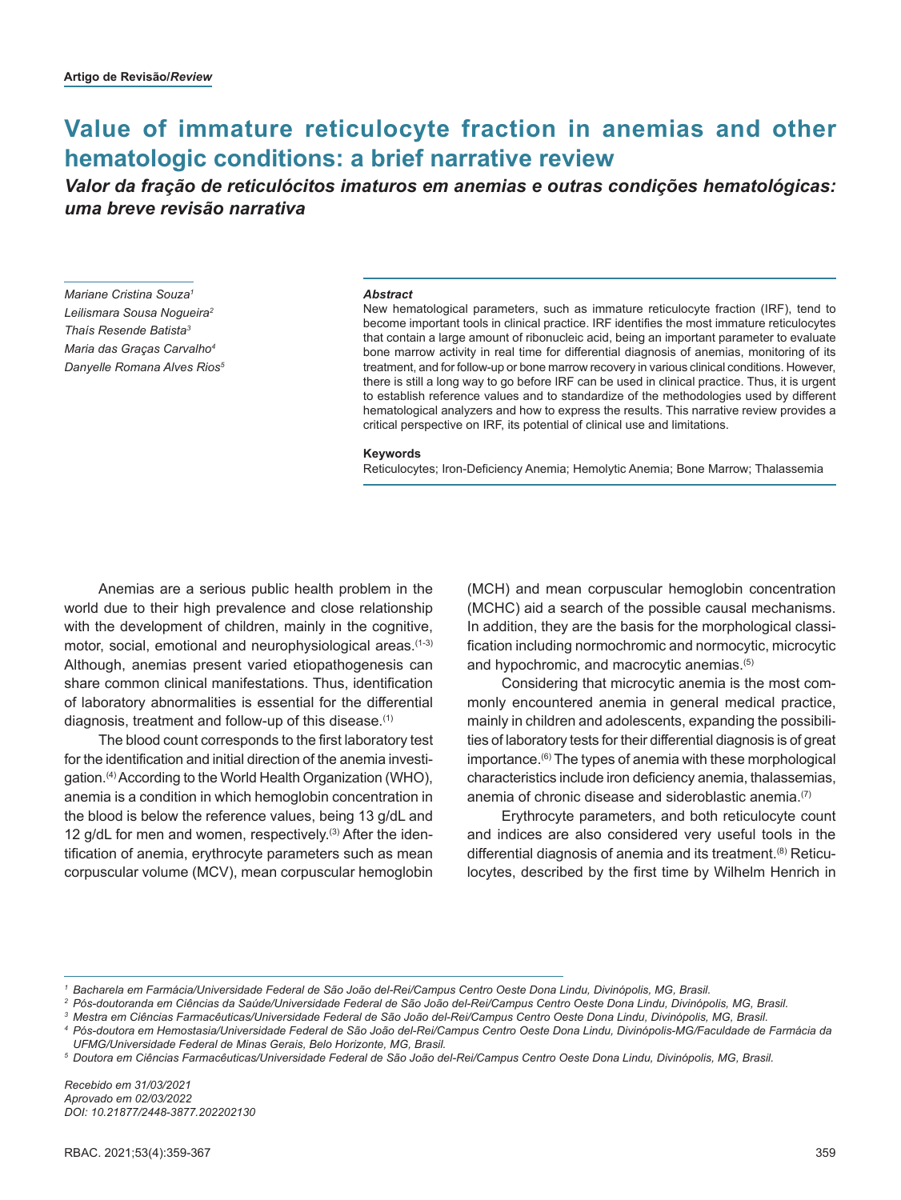**Artigo de Revisão/*Review***

# Value of immature reticulocyte fraction in anemias and other hematologic conditions: a brief narrative review

## *Valor da fração de reticulócitos imaturos em anemias e outras condições hematológicas: uma breve revisão narrativa*

*Mariane Cristina Souza*[1]
*Leilismara Sousa Nogueira*[2]
*Thaís Resende Batista*[3]
*Maria das Graças Carvalho*[4]
*Danyelle Romana Alves Rios*[5]

***Abstract***

New hematological parameters, such as immature reticulocyte fraction (IRF), tend to become important tools in clinical practice. IRF identifies the most immature reticulocytes that contain a large amount of ribonucleic acid, being an important parameter to evaluate bone marrow activity in real time for differential diagnosis of anemias, monitoring of its treatment, and for follow-up or bone marrow recovery in various clinical conditions. However, there is still a long way to go before IRF can be used in clinical practice. Thus, it is urgent to establish reference values and to standardize of the methodologies used by different hematological analyzers and how to express the results. This narrative review provides a critical perspective on IRF, its potential of clinical use and limitations.

**Keywords**

Reticulocytes; Iron-Deficiency Anemia; Hemolytic Anemia; Bone Marrow; Thalassemia

Anemias are a serious public health problem in the world due to their high prevalence and close relationship with the development of children, mainly in the cognitive, motor, social, emotional and neurophysiological areas.[1-3] Although, anemias present varied etiopathogenesis can share common clinical manifestations. Thus, identification of laboratory abnormalities is essential for the differential diagnosis, treatment and follow-up of this disease.[1]

The blood count corresponds to the first laboratory test for the identification and initial direction of the anemia investigation.[4] According to the World Health Organization (WHO), anemia is a condition in which hemoglobin concentration in the blood is below the reference values, being 13 g/dL and 12 g/dL for men and women, respectively.[3] After the identification of anemia, erythrocyte parameters such as mean corpuscular volume (MCV), mean corpuscular hemoglobin (MCH) and mean corpuscular hemoglobin concentration (MCHC) aid a search of the possible causal mechanisms. In addition, they are the basis for the morphological classification including normochromic and normocytic, microcytic and hypochromic, and macrocytic anemias.[5]

Considering that microcytic anemia is the most commonly encountered anemia in general medical practice, mainly in children and adolescents, expanding the possibilities of laboratory tests for their differential diagnosis is of great importance.[6] The types of anemia with these morphological characteristics include iron deficiency anemia, thalassemias, anemia of chronic disease and sideroblastic anemia.[7]

Erythrocyte parameters, and both reticulocyte count and indices are also considered very useful tools in the differential diagnosis of anemia and its treatment.[8] Reticulocytes, described by the first time by Wilhelm Henrich in

---

[1] *Bacharela em Farmácia/Universidade Federal de São João del-Rei/Campus Centro Oeste Dona Lindu, Divinópolis, MG, Brasil.*
[2] *Pós-doutoranda em Ciências da Saúde/Universidade Federal de São João del-Rei/Campus Centro Oeste Dona Lindu, Divinópolis, MG, Brasil.*
[3] *Mestra em Ciências Farmacêuticas/Universidade Federal de São João del-Rei/Campus Centro Oeste Dona Lindu, Divinópolis, MG, Brasil.*
[4] *Pós-doutora em Hemostasia/Universidade Federal de São João del-Rei/Campus Centro Oeste Dona Lindu, Divinópolis-MG/Faculdade de Farmácia da UFMG/Universidade Federal de Minas Gerais, Belo Horizonte, MG, Brasil.*
[5] *Doutora em Ciências Farmacêuticas/Universidade Federal de São João del-Rei/Campus Centro Oeste Dona Lindu, Divinópolis, MG, Brasil.*

*Recebido em 31/03/2021*
*Aprovado em 02/03/2022*
*DOI: 10.21877/2448-3877.202202130*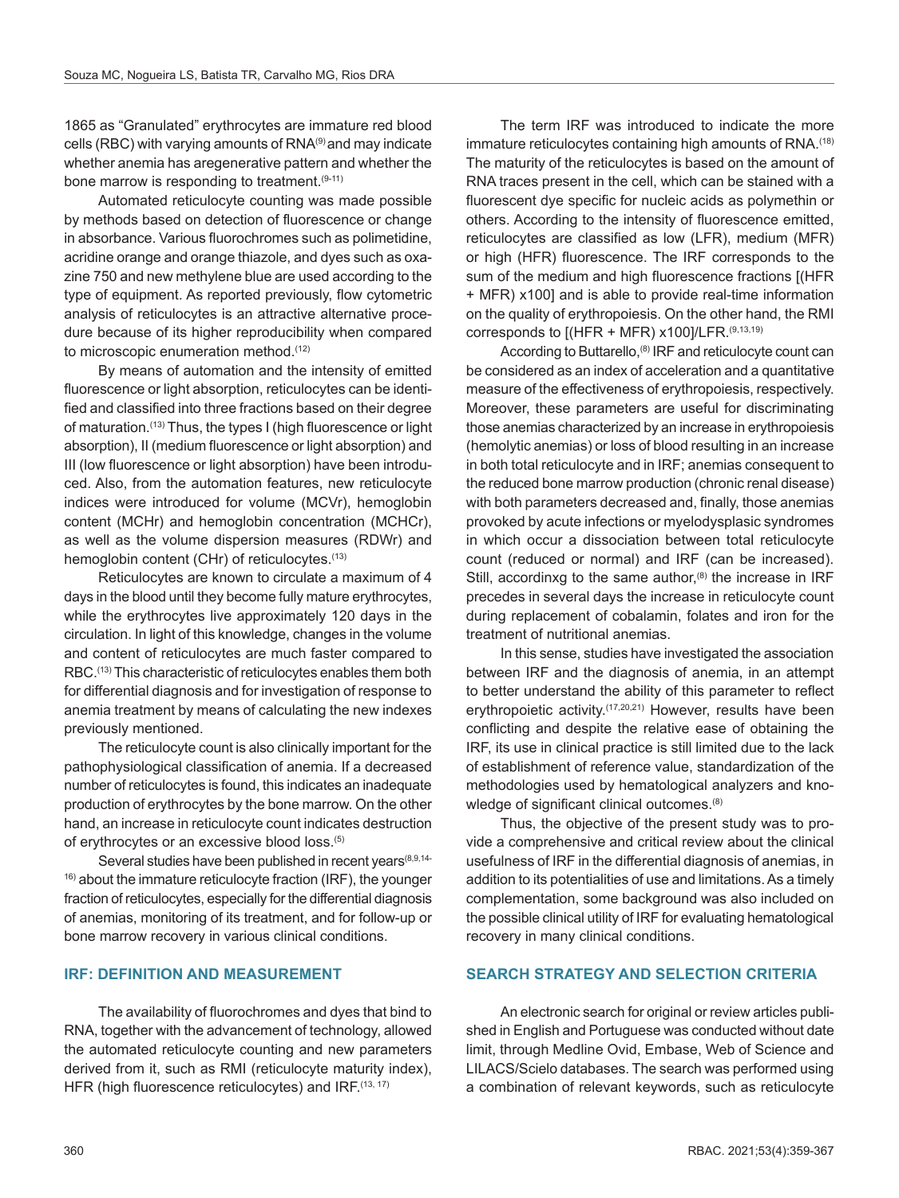1865 as "Granulated" erythrocytes are immature red blood cells (RBC) with varying amounts of RNA[9] and may indicate whether anemia has aregenerative pattern and whether the bone marrow is responding to treatment.[9-11]

Automated reticulocyte counting was made possible by methods based on detection of fluorescence or change in absorbance. Various fluorochromes such as polimetidine, acridine orange and orange thiazole, and dyes such as oxazine 750 and new methylene blue are used according to the type of equipment. As reported previously, flow cytometric analysis of reticulocytes is an attractive alternative procedure because of its higher reproducibility when compared to microscopic enumeration method.[12]

By means of automation and the intensity of emitted fluorescence or light absorption, reticulocytes can be identified and classified into three fractions based on their degree of maturation.[13] Thus, the types I (high fluorescence or light absorption), II (medium fluorescence or light absorption) and III (low fluorescence or light absorption) have been introduced. Also, from the automation features, new reticulocyte indices were introduced for volume (MCVr), hemoglobin content (MCHr) and hemoglobin concentration (MCHCr), as well as the volume dispersion measures (RDWr) and hemoglobin content (CHr) of reticulocytes.[13]

Reticulocytes are known to circulate a maximum of 4 days in the blood until they become fully mature erythrocytes, while the erythrocytes live approximately 120 days in the circulation. In light of this knowledge, changes in the volume and content of reticulocytes are much faster compared to RBC.[13] This characteristic of reticulocytes enables them both for differential diagnosis and for investigation of response to anemia treatment by means of calculating the new indexes previously mentioned.

The reticulocyte count is also clinically important for the pathophysiological classification of anemia. If a decreased number of reticulocytes is found, this indicates an inadequate production of erythrocytes by the bone marrow. On the other hand, an increase in reticulocyte count indicates destruction of erythrocytes or an excessive blood loss.[5]

Several studies have been published in recent years[8,9,14-16] about the immature reticulocyte fraction (IRF), the younger fraction of reticulocytes, especially for the differential diagnosis of anemias, monitoring of its treatment, and for follow-up or bone marrow recovery in various clinical conditions.

## IRF: DEFINITION AND MEASUREMENT

The availability of fluorochromes and dyes that bind to RNA, together with the advancement of technology, allowed the automated reticulocyte counting and new parameters derived from it, such as RMI (reticulocyte maturity index), HFR (high fluorescence reticulocytes) and IRF.[13, 17]

The term IRF was introduced to indicate the more immature reticulocytes containing high amounts of RNA.[18] The maturity of the reticulocytes is based on the amount of RNA traces present in the cell, which can be stained with a fluorescent dye specific for nucleic acids as polymethin or others. According to the intensity of fluorescence emitted, reticulocytes are classified as low (LFR), medium (MFR) or high (HFR) fluorescence. The IRF corresponds to the sum of the medium and high fluorescence fractions [(HFR + MFR) x100] and is able to provide real-time information on the quality of erythropoiesis. On the other hand, the RMI corresponds to [(HFR + MFR) x100]/LFR.[9,13,19]

According to Buttarello,[8] IRF and reticulocyte count can be considered as an index of acceleration and a quantitative measure of the effectiveness of erythropoiesis, respectively. Moreover, these parameters are useful for discriminating those anemias characterized by an increase in erythropoiesis (hemolytic anemias) or loss of blood resulting in an increase in both total reticulocyte and in IRF; anemias consequent to the reduced bone marrow production (chronic renal disease) with both parameters decreased and, finally, those anemias provoked by acute infections or myelodysplasic syndromes in which occur a dissociation between total reticulocyte count (reduced or normal) and IRF (can be increased). Still, accordinxg to the same author,[8] the increase in IRF precedes in several days the increase in reticulocyte count during replacement of cobalamin, folates and iron for the treatment of nutritional anemias.

In this sense, studies have investigated the association between IRF and the diagnosis of anemia, in an attempt to better understand the ability of this parameter to reflect erythropoietic activity.[17,20,21] However, results have been conflicting and despite the relative ease of obtaining the IRF, its use in clinical practice is still limited due to the lack of establishment of reference value, standardization of the methodologies used by hematological analyzers and knowledge of significant clinical outcomes.[8]

Thus, the objective of the present study was to provide a comprehensive and critical review about the clinical usefulness of IRF in the differential diagnosis of anemias, in addition to its potentialities of use and limitations. As a timely complementation, some background was also included on the possible clinical utility of IRF for evaluating hematological recovery in many clinical conditions.

## SEARCH STRATEGY AND SELECTION CRITERIA

An electronic search for original or review articles published in English and Portuguese was conducted without date limit, through Medline Ovid, Embase, Web of Science and LILACS/Scielo databases. The search was performed using a combination of relevant keywords, such as reticulocyte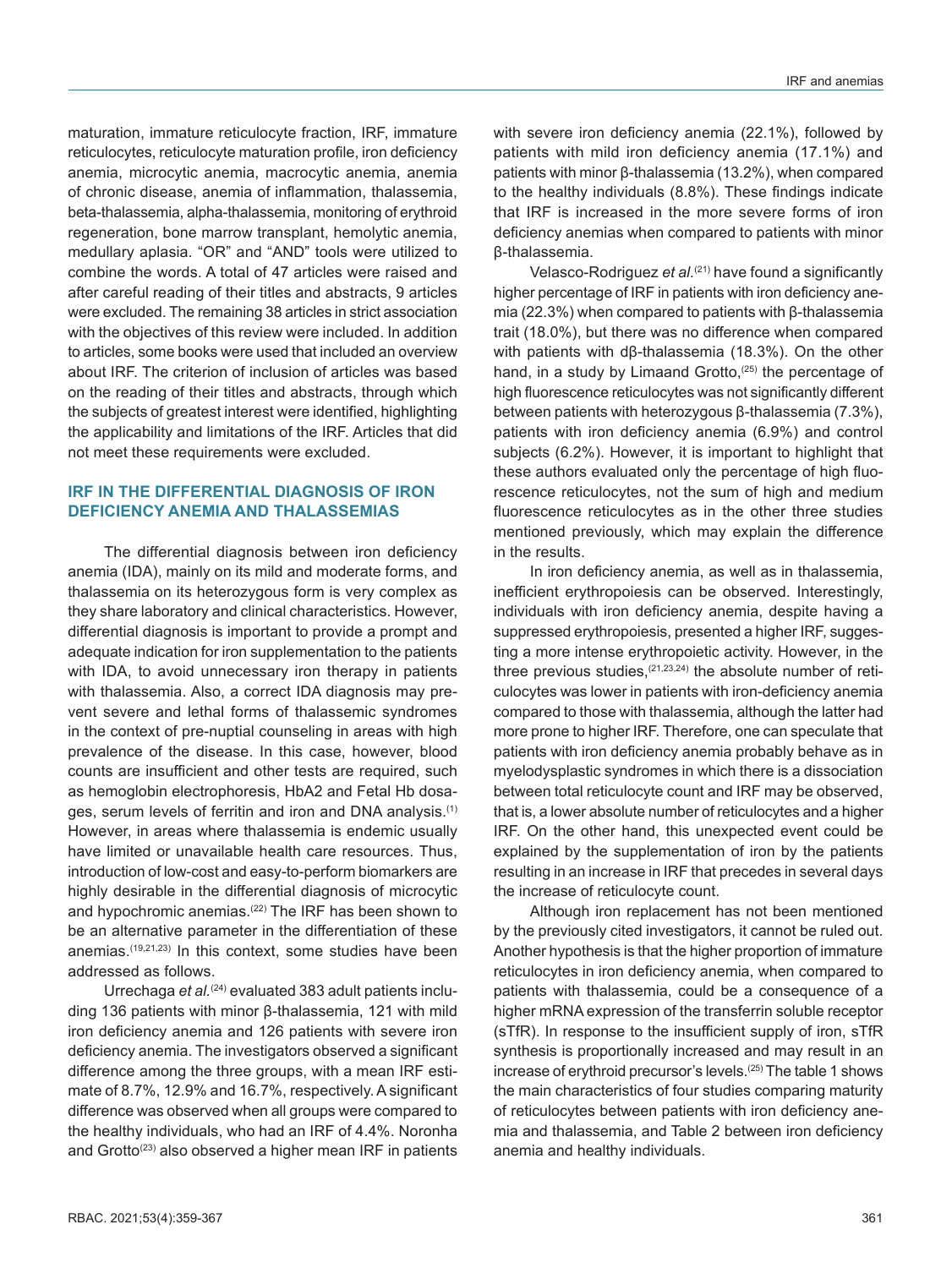maturation, immature reticulocyte fraction, IRF, immature reticulocytes, reticulocyte maturation profile, iron deficiency anemia, microcytic anemia, macrocytic anemia, anemia of chronic disease, anemia of inflammation, thalassemia, beta-thalassemia, alpha-thalassemia, monitoring of erythroid regeneration, bone marrow transplant, hemolytic anemia, medullary aplasia. "OR" and "AND" tools were utilized to combine the words. A total of 47 articles were raised and after careful reading of their titles and abstracts, 9 articles were excluded. The remaining 38 articles in strict association with the objectives of this review were included. In addition to articles, some books were used that included an overview about IRF. The criterion of inclusion of articles was based on the reading of their titles and abstracts, through which the subjects of greatest interest were identified, highlighting the applicability and limitations of the IRF. Articles that did not meet these requirements were excluded.

## IRF IN THE DIFFERENTIAL DIAGNOSIS OF IRON DEFICIENCY ANEMIA AND THALASSEMIAS

The differential diagnosis between iron deficiency anemia (IDA), mainly on its mild and moderate forms, and thalassemia on its heterozygous form is very complex as they share laboratory and clinical characteristics. However, differential diagnosis is important to provide a prompt and adequate indication for iron supplementation to the patients with IDA, to avoid unnecessary iron therapy in patients with thalassemia. Also, a correct IDA diagnosis may prevent severe and lethal forms of thalassemic syndromes in the context of pre-nuptial counseling in areas with high prevalence of the disease. In this case, however, blood counts are insufficient and other tests are required, such as hemoglobin electrophoresis, HbA2 and Fetal Hb dosages, serum levels of ferritin and iron and DNA analysis.[1] However, in areas where thalassemia is endemic usually have limited or unavailable health care resources. Thus, introduction of low-cost and easy-to-perform biomarkers are highly desirable in the differential diagnosis of microcytic and hypochromic anemias.[22] The IRF has been shown to be an alternative parameter in the differentiation of these anemias.[19,21,23] In this context, some studies have been addressed as follows.

Urrechaga *et al.*[24] evaluated 383 adult patients including 136 patients with minor β-thalassemia, 121 with mild iron deficiency anemia and 126 patients with severe iron deficiency anemia. The investigators observed a significant difference among the three groups, with a mean IRF estimate of 8.7%, 12.9% and 16.7%, respectively. A significant difference was observed when all groups were compared to the healthy individuals, who had an IRF of 4.4%. Noronha and Grotto[23] also observed a higher mean IRF in patients with severe iron deficiency anemia (22.1%), followed by patients with mild iron deficiency anemia (17.1%) and patients with minor β-thalassemia (13.2%), when compared to the healthy individuals (8.8%). These findings indicate that IRF is increased in the more severe forms of iron deficiency anemias when compared to patients with minor β-thalassemia.

Velasco-Rodriguez *et al.*[21] have found a significantly higher percentage of IRF in patients with iron deficiency anemia (22.3%) when compared to patients with β-thalassemia trait (18.0%), but there was no difference when compared with patients with dβ-thalassemia (18.3%). On the other hand, in a study by Limaand Grotto,[25] the percentage of high fluorescence reticulocytes was not significantly different between patients with heterozygous β-thalassemia (7.3%), patients with iron deficiency anemia (6.9%) and control subjects (6.2%). However, it is important to highlight that these authors evaluated only the percentage of high fluorescence reticulocytes, not the sum of high and medium fluorescence reticulocytes as in the other three studies mentioned previously, which may explain the difference in the results.

In iron deficiency anemia, as well as in thalassemia, inefficient erythropoiesis can be observed. Interestingly, individuals with iron deficiency anemia, despite having a suppressed erythropoiesis, presented a higher IRF, suggesting a more intense erythropoietic activity. However, in the three previous studies,[21,23,24] the absolute number of reticulocytes was lower in patients with iron-deficiency anemia compared to those with thalassemia, although the latter had more prone to higher IRF. Therefore, one can speculate that patients with iron deficiency anemia probably behave as in myelodysplastic syndromes in which there is a dissociation between total reticulocyte count and IRF may be observed, that is, a lower absolute number of reticulocytes and a higher IRF. On the other hand, this unexpected event could be explained by the supplementation of iron by the patients resulting in an increase in IRF that precedes in several days the increase of reticulocyte count.

Although iron replacement has not been mentioned by the previously cited investigators, it cannot be ruled out. Another hypothesis is that the higher proportion of immature reticulocytes in iron deficiency anemia, when compared to patients with thalassemia, could be a consequence of a higher mRNA expression of the transferrin soluble receptor (sTfR). In response to the insufficient supply of iron, sTfR synthesis is proportionally increased and may result in an increase of erythroid precursor's levels.[25] The table 1 shows the main characteristics of four studies comparing maturity of reticulocytes between patients with iron deficiency anemia and thalassemia, and Table 2 between iron deficiency anemia and healthy individuals.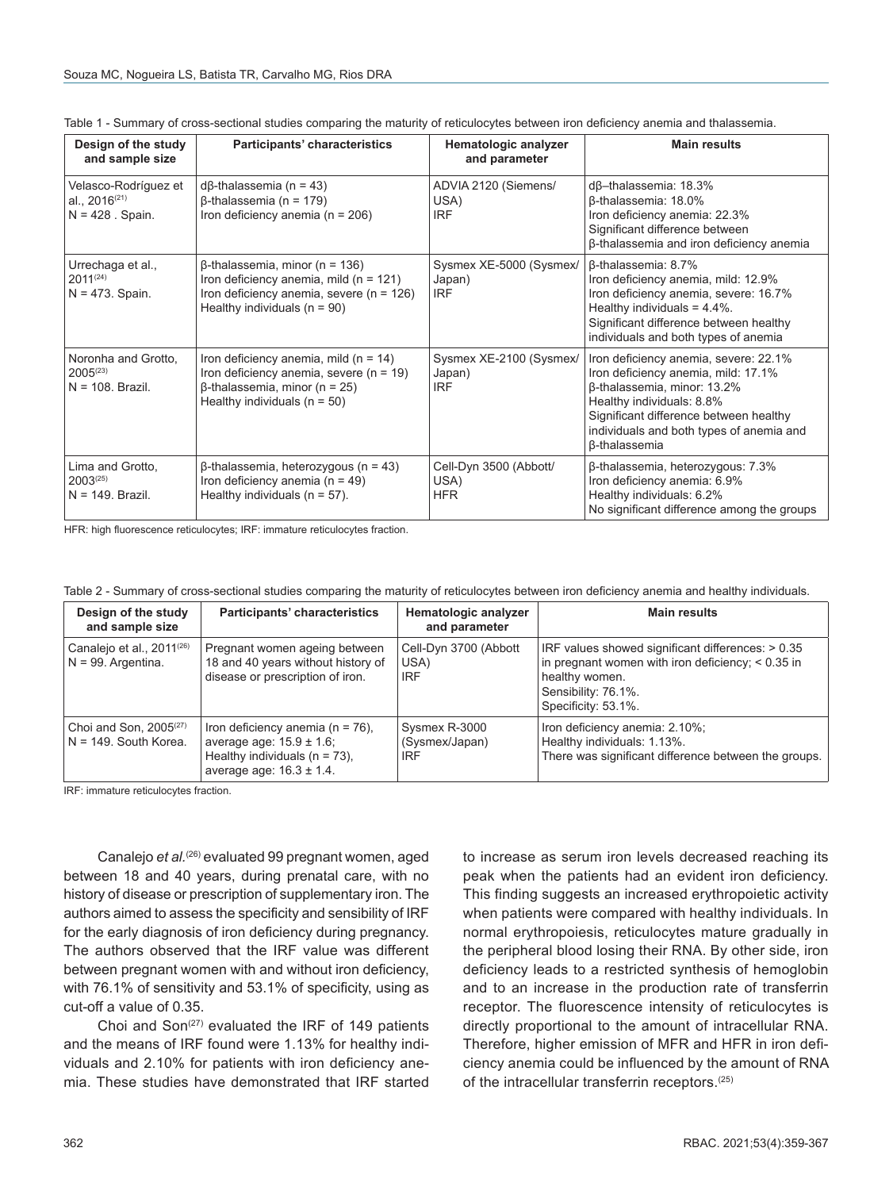Table 1 - Summary of cross-sectional studies comparing the maturity of reticulocytes between iron deficiency anemia and thalassemia.

| Design of the study and sample size | Participants' characteristics | Hematologic analyzer and parameter | Main results |
|---|---|---|---|
| Velasco-Rodríguez et al., 2016[21] N = 428 . Spain. | dβ-thalassemia (n = 43) β-thalassemia (n = 179) Iron deficiency anemia (n = 206) | ADVIA 2120 (Siemens/ USA) IRF | dβ–thalassemia: 18.3% β-thalassemia: 18.0% Iron deficiency anemia: 22.3% Significant difference between β-thalassemia and iron deficiency anemia |
| Urrechaga et al., 2011[24] N = 473. Spain. | β-thalassemia, minor (n = 136) Iron deficiency anemia, mild (n = 121) Iron deficiency anemia, severe (n = 126) Healthy individuals (n = 90) | Sysmex XE-5000 (Sysmex/ Japan) IRF | β-thalassemia: 8.7% Iron deficiency anemia, mild: 12.9% Iron deficiency anemia, severe: 16.7% Healthy individuals = 4.4%. Significant difference between healthy individuals and both types of anemia |
| Noronha and Grotto, 2005[23] N = 108. Brazil. | Iron deficiency anemia, mild (n = 14) Iron deficiency anemia, severe (n = 19) β-thalassemia, minor (n = 25) Healthy individuals (n = 50) | Sysmex XE-2100 (Sysmex/ Japan) IRF | Iron deficiency anemia, severe: 22.1% Iron deficiency anemia, mild: 17.1% β-thalassemia, minor: 13.2% Healthy individuals: 8.8% Significant difference between healthy individuals and both types of anemia and β-thalassemia |
| Lima and Grotto, 2003[25] N = 149. Brazil. | β-thalassemia, heterozygous (n = 43) Iron deficiency anemia (n = 49) Healthy individuals (n = 57). | Cell-Dyn 3500 (Abbott/ USA) HFR | β-thalassemia, heterozygous: 7.3% Iron deficiency anemia: 6.9% Healthy individuals: 6.2% No significant difference among the groups |

HFR: high fluorescence reticulocytes; IRF: immature reticulocytes fraction.

Table 2 - Summary of cross-sectional studies comparing the maturity of reticulocytes between iron deficiency anemia and healthy individuals.

| Design of the study and sample size | Participants' characteristics | Hematologic analyzer and parameter | Main results |
|---|---|---|---|
| Canalejo et al., 2011[26] N = 99. Argentina. | Pregnant women ageing between 18 and 40 years without history of disease or prescription of iron. | Cell-Dyn 3700 (Abbott USA) IRF | IRF values showed significant differences: > 0.35 in pregnant women with iron deficiency; < 0.35 in healthy women. Sensibility: 76.1%. Specificity: 53.1%. |
| Choi and Son, 2005[27] N = 149. South Korea. | Iron deficiency anemia (n = 76), average age: 15.9 ± 1.6; Healthy individuals (n = 73), average age: 16.3 ± 1.4. | Sysmex R-3000 (Sysmex/Japan) IRF | Iron deficiency anemia: 2.10%; Healthy individuals: 1.13%. There was significant difference between the groups. |

IRF: immature reticulocytes fraction.

Canalejo *et al.*[26] evaluated 99 pregnant women, aged between 18 and 40 years, during prenatal care, with no history of disease or prescription of supplementary iron. The authors aimed to assess the specificity and sensibility of IRF for the early diagnosis of iron deficiency during pregnancy. The authors observed that the IRF value was different between pregnant women with and without iron deficiency, with 76.1% of sensitivity and 53.1% of specificity, using as cut-off a value of 0.35.

Choi and Son[27] evaluated the IRF of 149 patients and the means of IRF found were 1.13% for healthy individuals and 2.10% for patients with iron deficiency anemia. These studies have demonstrated that IRF started to increase as serum iron levels decreased reaching its peak when the patients had an evident iron deficiency. This finding suggests an increased erythropoietic activity when patients were compared with healthy individuals. In normal erythropoiesis, reticulocytes mature gradually in the peripheral blood losing their RNA. By other side, iron deficiency leads to a restricted synthesis of hemoglobin and to an increase in the production rate of transferrin receptor. The fluorescence intensity of reticulocytes is directly proportional to the amount of intracellular RNA. Therefore, higher emission of MFR and HFR in iron deficiency anemia could be influenced by the amount of RNA of the intracellular transferrin receptors.[25]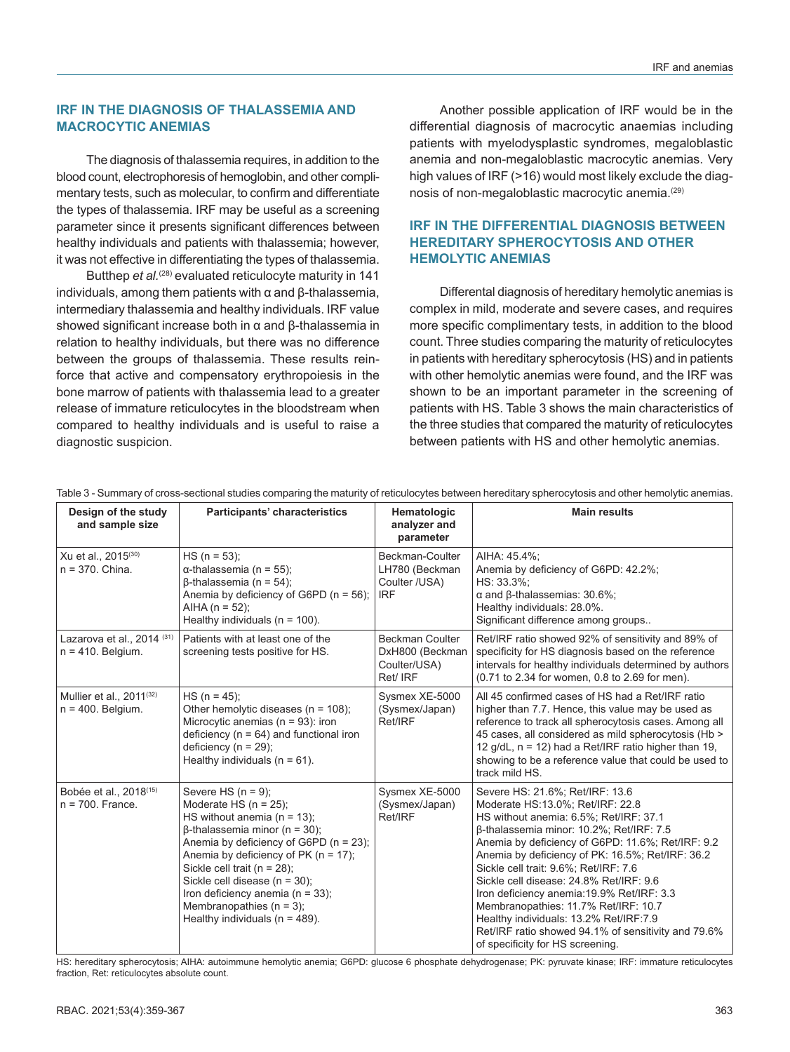## IRF IN THE DIAGNOSIS OF THALASSEMIA AND MACROCYTIC ANEMIAS

The diagnosis of thalassemia requires, in addition to the blood count, electrophoresis of hemoglobin, and other complimentary tests, such as molecular, to confirm and differentiate the types of thalassemia. IRF may be useful as a screening parameter since it presents significant differences between healthy individuals and patients with thalassemia; however, it was not effective in differentiating the types of thalassemia.

Butthep *et al.*[28] evaluated reticulocyte maturity in 141 individuals, among them patients with α and β-thalassemia, intermediary thalassemia and healthy individuals. IRF value showed significant increase both in α and β-thalassemia in relation to healthy individuals, but there was no difference between the groups of thalassemia. These results reinforce that active and compensatory erythropoiesis in the bone marrow of patients with thalassemia lead to a greater release of immature reticulocytes in the bloodstream when compared to healthy individuals and is useful to raise a diagnostic suspicion.

Another possible application of IRF would be in the differential diagnosis of macrocytic anaemias including patients with myelodysplastic syndromes, megaloblastic anemia and non-megaloblastic macrocytic anemias. Very high values of IRF (>16) would most likely exclude the diagnosis of non-megaloblastic macrocytic anemia.[29]

## IRF IN THE DIFFERENTIAL DIAGNOSIS BETWEEN HEREDITARY SPHEROCYTOSIS AND OTHER HEMOLYTIC ANEMIAS

Differental diagnosis of hereditary hemolytic anemias is complex in mild, moderate and severe cases, and requires more specific complimentary tests, in addition to the blood count. Three studies comparing the maturity of reticulocytes in patients with hereditary spherocytosis (HS) and in patients with other hemolytic anemias were found, and the IRF was shown to be an important parameter in the screening of patients with HS. Table 3 shows the main characteristics of the three studies that compared the maturity of reticulocytes between patients with HS and other hemolytic anemias.

Table 3 - Summary of cross-sectional studies comparing the maturity of reticulocytes between hereditary spherocytosis and other hemolytic anemias.

| Design of the study and sample size | Participants' characteristics | Hematologic analyzer and parameter | Main results |
|---|---|---|---|
| Xu et al., 2015[30] n = 370. China. | HS (n = 53);<br>α-thalassemia (n = 55);<br>β-thalassemia (n = 54);<br>Anemia by deficiency of G6PD (n = 56);<br>AIHA (n = 52);<br>Healthy individuals (n = 100). | Beckman-Coulter LH780 (Beckman Coulter /USA) IRF | AIHA: 45.4%;<br>Anemia by deficiency of G6PD: 42.2%;<br>HS: 33.3%;<br>α and β-thalassemias: 30.6%;<br>Healthy individuals: 28.0%.<br>Significant difference among groups.. |
| Lazarova et al., 2014 [31] n = 410. Belgium. | Patients with at least one of the screening tests positive for HS. | Beckman Coulter DxH800 (Beckman Coulter/USA) Ret/ IRF | Ret/IRF ratio showed 92% of sensitivity and 89% of specificity for HS diagnosis based on the reference intervals for healthy individuals determined by authors (0.71 to 2.34 for women, 0.8 to 2.69 for men). |
| Mullier et al., 2011[32] n = 400. Belgium. | HS (n = 45);<br>Other hemolytic diseases (n = 108);<br>Microcytic anemias (n = 93): iron deficiency (n = 64) and functional iron deficiency (n = 29);<br>Healthy individuals (n = 61). | Sysmex XE-5000 (Sysmex/Japan) Ret/IRF | All 45 confirmed cases of HS had a Ret/IRF ratio higher than 7.7. Hence, this value may be used as reference to track all spherocytosis cases. Among all 45 cases, all considered as mild spherocytosis (Hb > 12 g/dL, n = 12) had a Ret/IRF ratio higher than 19, showing to be a reference value that could be used to track mild HS. |
| Bobée et al., 2018[15] n = 700. France. | Severe HS (n = 9);<br>Moderate HS (n = 25);<br>HS without anemia (n = 13);<br>β-thalassemia minor (n = 30);<br>Anemia by deficiency of G6PD (n = 23);<br>Anemia by deficiency of PK (n = 17);<br>Sickle cell trait (n = 28);<br>Sickle cell disease (n = 30);<br>Iron deficiency anemia (n = 33);<br>Membranopathies (n = 3);<br>Healthy individuals (n = 489). | Sysmex XE-5000 (Sysmex/Japan) Ret/IRF | Severe HS: 21.6%; Ret/IRF: 13.6<br>Moderate HS:13.0%; Ret/IRF: 22.8<br>HS without anemia: 6.5%; Ret/IRF: 37.1<br>β-thalassemia minor: 10.2%; Ret/IRF: 7.5<br>Anemia by deficiency of G6PD: 11.6%; Ret/IRF: 9.2<br>Anemia by deficiency of PK: 16.5%; Ret/IRF: 36.2<br>Sickle cell trait: 9.6%; Ret/IRF: 7.6<br>Sickle cell disease: 24.8% Ret/IRF: 9.6<br>Iron deficiency anemia:19.9% Ret/IRF: 3.3<br>Membranopathies: 11.7% Ret/IRF: 10.7<br>Healthy individuals: 13.2% Ret/IRF:7.9<br>Ret/IRF ratio showed 94.1% of sensitivity and 79.6% of specificity for HS screening. |

HS: hereditary spherocytosis; AIHA: autoimmune hemolytic anemia; G6PD: glucose 6 phosphate dehydrogenase; PK: pyruvate kinase; IRF: immature reticulocytes fraction, Ret: reticulocytes absolute count.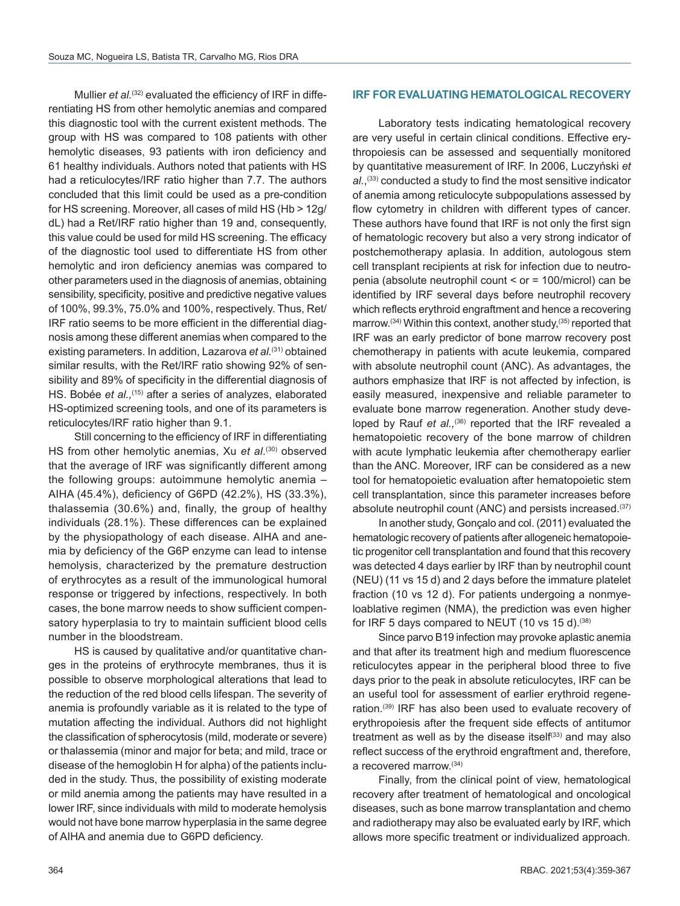Mullier *et al.*[32] evaluated the efficiency of IRF in differentiating HS from other hemolytic anemias and compared this diagnostic tool with the current existent methods. The group with HS was compared to 108 patients with other hemolytic diseases, 93 patients with iron deficiency and 61 healthy individuals. Authors noted that patients with HS had a reticulocytes/IRF ratio higher than 7.7. The authors concluded that this limit could be used as a pre-condition for HS screening. Moreover, all cases of mild HS (Hb > 12g/dL) had a Ret/IRF ratio higher than 19 and, consequently, this value could be used for mild HS screening. The efficacy of the diagnostic tool used to differentiate HS from other hemolytic and iron deficiency anemias was compared to other parameters used in the diagnosis of anemias, obtaining sensibility, specificity, positive and predictive negative values of 100%, 99.3%, 75.0% and 100%, respectively. Thus, Ret/IRF ratio seems to be more efficient in the differential diagnosis among these different anemias when compared to the existing parameters. In addition, Lazarova *et al.*[31] obtained similar results, with the Ret/IRF ratio showing 92% of sensibility and 89% of specificity in the differential diagnosis of HS. Bobée *et al.,*[15] after a series of analyzes, elaborated HS-optimized screening tools, and one of its parameters is reticulocytes/IRF ratio higher than 9.1.

Still concerning to the efficiency of IRF in differentiating HS from other hemolytic anemias, Xu *et al.*[30] observed that the average of IRF was significantly different among the following groups: autoimmune hemolytic anemia – AIHA (45.4%), deficiency of G6PD (42.2%), HS (33.3%), thalassemia (30.6%) and, finally, the group of healthy individuals (28.1%). These differences can be explained by the physiopathology of each disease. AIHA and anemia by deficiency of the G6P enzyme can lead to intense hemolysis, characterized by the premature destruction of erythrocytes as a result of the immunological humoral response or triggered by infections, respectively. In both cases, the bone marrow needs to show sufficient compensatory hyperplasia to try to maintain sufficient blood cells number in the bloodstream.

HS is caused by qualitative and/or quantitative changes in the proteins of erythrocyte membranes, thus it is possible to observe morphological alterations that lead to the reduction of the red blood cells lifespan. The severity of anemia is profoundly variable as it is related to the type of mutation affecting the individual. Authors did not highlight the classification of spherocytosis (mild, moderate or severe) or thalassemia (minor and major for beta; and mild, trace or disease of the hemoglobin H for alpha) of the patients included in the study. Thus, the possibility of existing moderate or mild anemia among the patients may have resulted in a lower IRF, since individuals with mild to moderate hemolysis would not have bone marrow hyperplasia in the same degree of AIHA and anemia due to G6PD deficiency.

## IRF FOR EVALUATING HEMATOLOGICAL RECOVERY

Laboratory tests indicating hematological recovery are very useful in certain clinical conditions. Effective erythropoiesis can be assessed and sequentially monitored by quantitative measurement of IRF. In 2006, Luczyński *et al.*,[33] conducted a study to find the most sensitive indicator of anemia among reticulocyte subpopulations assessed by flow cytometry in children with different types of cancer. These authors have found that IRF is not only the first sign of hematologic recovery but also a very strong indicator of postchemotherapy aplasia. In addition, autologous stem cell transplant recipients at risk for infection due to neutropenia (absolute neutrophil count < or = 100/microl) can be identified by IRF several days before neutrophil recovery which reflects erythroid engraftment and hence a recovering marrow.[34] Within this context, another study,[35] reported that IRF was an early predictor of bone marrow recovery post chemotherapy in patients with acute leukemia, compared with absolute neutrophil count (ANC). As advantages, the authors emphasize that IRF is not affected by infection, is easily measured, inexpensive and reliable parameter to evaluate bone marrow regeneration. Another study developed by Rauf *et al.,*[36] reported that the IRF revealed a hematopoietic recovery of the bone marrow of children with acute lymphatic leukemia after chemotherapy earlier than the ANC. Moreover, IRF can be considered as a new tool for hematopoietic evaluation after hematopoietic stem cell transplantation, since this parameter increases before absolute neutrophil count (ANC) and persists increased.[37]

In another study, Gonçalo and col. (2011) evaluated the hematologic recovery of patients after allogeneic hematopoietic progenitor cell transplantation and found that this recovery was detected 4 days earlier by IRF than by neutrophil count (NEU) (11 vs 15 d) and 2 days before the immature platelet fraction (10 vs 12 d). For patients undergoing a nonmyeloablative regimen (NMA), the prediction was even higher for IRF 5 days compared to NEUT (10 vs 15 d).[38]

Since parvo B19 infection may provoke aplastic anemia and that after its treatment high and medium fluorescence reticulocytes appear in the peripheral blood three to five days prior to the peak in absolute reticulocytes, IRF can be an useful tool for assessment of earlier erythroid regeneration.[39] IRF has also been used to evaluate recovery of erythropoiesis after the frequent side effects of antitumor treatment as well as by the disease itself[33] and may also reflect success of the erythroid engraftment and, therefore, a recovered marrow.[34]

Finally, from the clinical point of view, hematological recovery after treatment of hematological and oncological diseases, such as bone marrow transplantation and chemo and radiotherapy may also be evaluated early by IRF, which allows more specific treatment or individualized approach.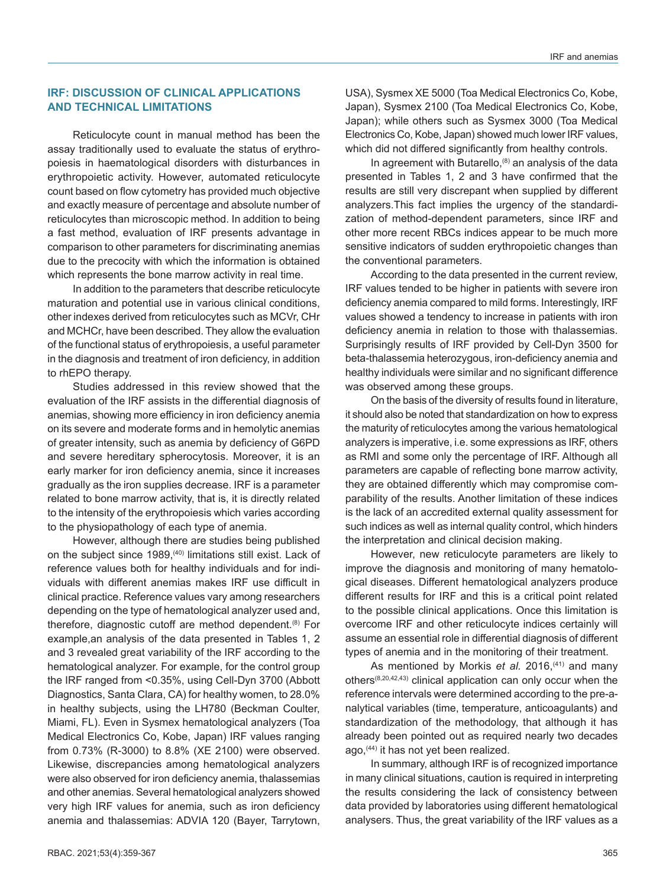## IRF: DISCUSSION OF CLINICAL APPLICATIONS AND TECHNICAL LIMITATIONS

Reticulocyte count in manual method has been the assay traditionally used to evaluate the status of erythropoiesis in haematological disorders with disturbances in erythropoietic activity. However, automated reticulocyte count based on flow cytometry has provided much objective and exactly measure of percentage and absolute number of reticulocytes than microscopic method. In addition to being a fast method, evaluation of IRF presents advantage in comparison to other parameters for discriminating anemias due to the precocity with which the information is obtained which represents the bone marrow activity in real time.

In addition to the parameters that describe reticulocyte maturation and potential use in various clinical conditions, other indexes derived from reticulocytes such as MCVr, CHr and MCHCr, have been described. They allow the evaluation of the functional status of erythropoiesis, a useful parameter in the diagnosis and treatment of iron deficiency, in addition to rhEPO therapy.

Studies addressed in this review showed that the evaluation of the IRF assists in the differential diagnosis of anemias, showing more efficiency in iron deficiency anemia on its severe and moderate forms and in hemolytic anemias of greater intensity, such as anemia by deficiency of G6PD and severe hereditary spherocytosis. Moreover, it is an early marker for iron deficiency anemia, since it increases gradually as the iron supplies decrease. IRF is a parameter related to bone marrow activity, that is, it is directly related to the intensity of the erythropoiesis which varies according to the physiopathology of each type of anemia.

However, although there are studies being published on the subject since 1989,[40] limitations still exist. Lack of reference values both for healthy individuals and for individuals with different anemias makes IRF use difficult in clinical practice. Reference values vary among researchers depending on the type of hematological analyzer used and, therefore, diagnostic cutoff are method dependent.[8] For example,an analysis of the data presented in Tables 1, 2 and 3 revealed great variability of the IRF according to the hematological analyzer. For example, for the control group the IRF ranged from <0.35%, using Cell-Dyn 3700 (Abbott Diagnostics, Santa Clara, CA) for healthy women, to 28.0% in healthy subjects, using the LH780 (Beckman Coulter, Miami, FL). Even in Sysmex hematological analyzers (Toa Medical Electronics Co, Kobe, Japan) IRF values ranging from 0.73% (R-3000) to 8.8% (XE 2100) were observed. Likewise, discrepancies among hematological analyzers were also observed for iron deficiency anemia, thalassemias and other anemias. Several hematological analyzers showed very high IRF values for anemia, such as iron deficiency anemia and thalassemias: ADVIA 120 (Bayer, Tarrytown, USA), Sysmex XE 5000 (Toa Medical Electronics Co, Kobe, Japan), Sysmex 2100 (Toa Medical Electronics Co, Kobe, Japan); while others such as Sysmex 3000 (Toa Medical Electronics Co, Kobe, Japan) showed much lower IRF values, which did not differed significantly from healthy controls.

In agreement with Butarello,[8] an analysis of the data presented in Tables 1, 2 and 3 have confirmed that the results are still very discrepant when supplied by different analyzers.This fact implies the urgency of the standardization of method-dependent parameters, since IRF and other more recent RBCs indices appear to be much more sensitive indicators of sudden erythropoietic changes than the conventional parameters.

According to the data presented in the current review, IRF values tended to be higher in patients with severe iron deficiency anemia compared to mild forms. Interestingly, IRF values showed a tendency to increase in patients with iron deficiency anemia in relation to those with thalassemias. Surprisingly results of IRF provided by Cell-Dyn 3500 for beta-thalassemia heterozygous, iron-deficiency anemia and healthy individuals were similar and no significant difference was observed among these groups.

On the basis of the diversity of results found in literature, it should also be noted that standardization on how to express the maturity of reticulocytes among the various hematological analyzers is imperative, i.e. some expressions as IRF, others as RMI and some only the percentage of IRF. Although all parameters are capable of reflecting bone marrow activity, they are obtained differently which may compromise comparability of the results. Another limitation of these indices is the lack of an accredited external quality assessment for such indices as well as internal quality control, which hinders the interpretation and clinical decision making.

However, new reticulocyte parameters are likely to improve the diagnosis and monitoring of many hematological diseases. Different hematological analyzers produce different results for IRF and this is a critical point related to the possible clinical applications. Once this limitation is overcome IRF and other reticulocyte indices certainly will assume an essential role in differential diagnosis of different types of anemia and in the monitoring of their treatment.

As mentioned by Morkis *et al.* 2016,[41] and many others[8,20,42,43] clinical application can only occur when the reference intervals were determined according to the pre-analytical variables (time, temperature, anticoagulants) and standardization of the methodology, that although it has already been pointed out as required nearly two decades ago,[44] it has not yet been realized.

In summary, although IRF is of recognized importance in many clinical situations, caution is required in interpreting the results considering the lack of consistency between data provided by laboratories using different hematological analysers. Thus, the great variability of the IRF values as a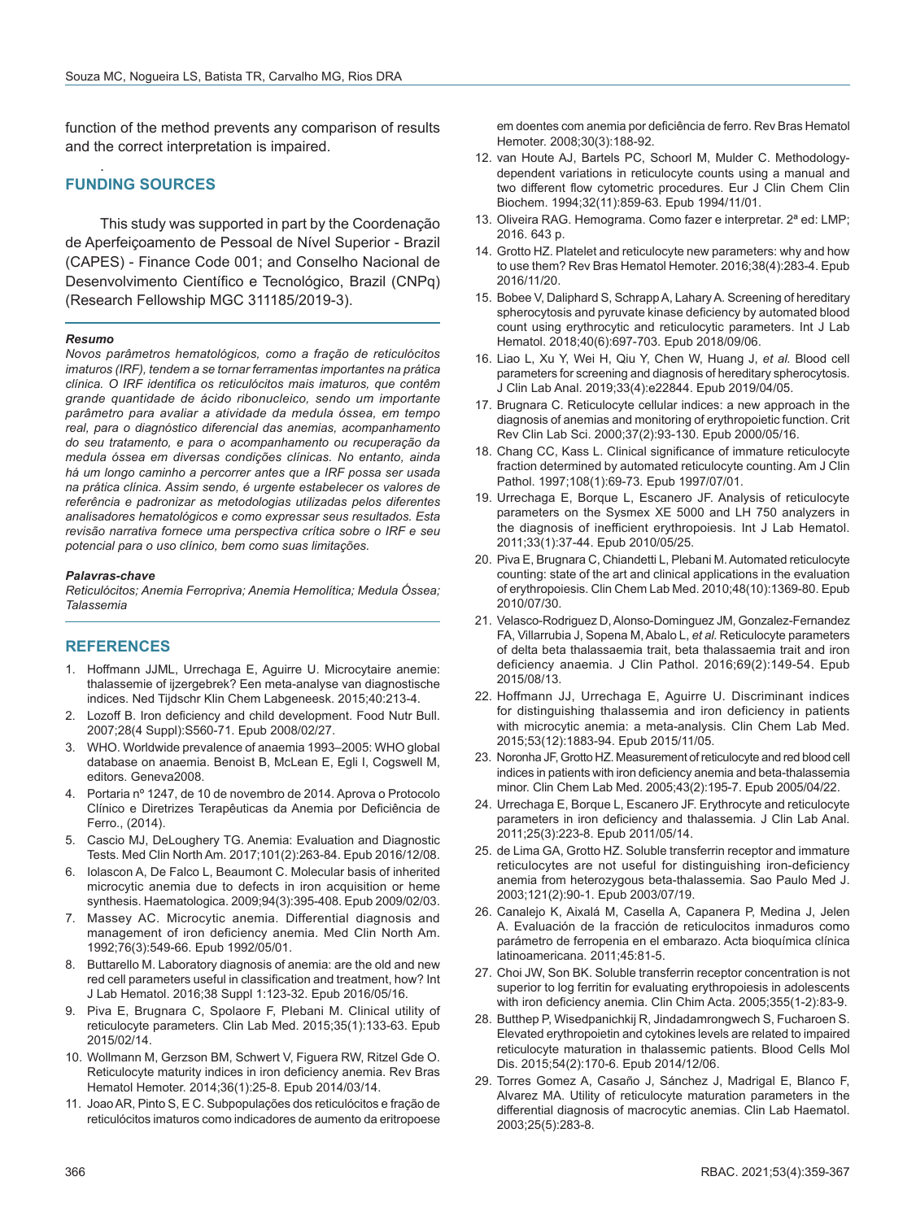function of the method prevents any comparison of results and the correct interpretation is impaired.

## FUNDING SOURCES

This study was supported in part by the Coordenação de Aperfeiçoamento de Pessoal de Nível Superior - Brazil (CAPES) - Finance Code 001; and Conselho Nacional de Desenvolvimento Científico e Tecnológico, Brazil (CNPq) (Research Fellowship MGC 311185/2019-3).

***Resumo***

*Novos parâmetros hematológicos, como a fração de reticulócitos imaturos (IRF), tendem a se tornar ferramentas importantes na prática clínica. O IRF identifica os reticulócitos mais imaturos, que contêm grande quantidade de ácido ribonucleico, sendo um importante parâmetro para avaliar a atividade da medula óssea, em tempo real, para o diagnóstico diferencial das anemias, acompanhamento do seu tratamento, e para o acompanhamento ou recuperação da medula óssea em diversas condições clínicas. No entanto, ainda há um longo caminho a percorrer antes que a IRF possa ser usada na prática clínica. Assim sendo, é urgente estabelecer os valores de referência e padronizar as metodologias utilizadas pelos diferentes analisadores hematológicos e como expressar seus resultados. Esta revisão narrativa fornece uma perspectiva crítica sobre o IRF e seu potencial para o uso clínico, bem como suas limitações.*

***Palavras-chave***

*Reticulócitos; Anemia Ferropriva; Anemia Hemolítica; Medula Óssea; Talassemia*

## REFERENCES

1. Hoffmann JJML, Urrechaga E, Aguirre U. Microcytaire anemie: thalassemie of ijzergebrek? Een meta-analyse van diagnostische indices. Ned Tijdschr Klin Chem Labgeneesk. 2015;40:213-4.
2. Lozoff B. Iron deficiency and child development. Food Nutr Bull. 2007;28(4 Suppl):S560-71. Epub 2008/02/27.
3. WHO. Worldwide prevalence of anaemia 1993–2005: WHO global database on anaemia. Benoist B, McLean E, Egli I, Cogswell M, editors. Geneva2008.
4. Portaria nº 1247, de 10 de novembro de 2014. Aprova o Protocolo Clínico e Diretrizes Terapêuticas da Anemia por Deficiência de Ferro., (2014).
5. Cascio MJ, DeLoughery TG. Anemia: Evaluation and Diagnostic Tests. Med Clin North Am. 2017;101(2):263-84. Epub 2016/12/08.
6. Iolascon A, De Falco L, Beaumont C. Molecular basis of inherited microcytic anemia due to defects in iron acquisition or heme synthesis. Haematologica. 2009;94(3):395-408. Epub 2009/02/03.
7. Massey AC. Microcytic anemia. Differential diagnosis and management of iron deficiency anemia. Med Clin North Am. 1992;76(3):549-66. Epub 1992/05/01.
8. Buttarello M. Laboratory diagnosis of anemia: are the old and new red cell parameters useful in classification and treatment, how? Int J Lab Hematol. 2016;38 Suppl 1:123-32. Epub 2016/05/16.
9. Piva E, Brugnara C, Spolaore F, Plebani M. Clinical utility of reticulocyte parameters. Clin Lab Med. 2015;35(1):133-63. Epub 2015/02/14.
10. Wollmann M, Gerzson BM, Schwert V, Figuera RW, Ritzel Gde O. Reticulocyte maturity indices in iron deficiency anemia. Rev Bras Hematol Hemoter. 2014;36(1):25-8. Epub 2014/03/14.
11. Joao AR, Pinto S, E C. Subpopulações dos reticulócitos e fração de reticulócitos imaturos como indicadores de aumento da eritropoese em doentes com anemia por deficiência de ferro. Rev Bras Hematol Hemoter. 2008;30(3):188-92.
12. van Houte AJ, Bartels PC, Schoorl M, Mulder C. Methodology-dependent variations in reticulocyte counts using a manual and two different flow cytometric procedures. Eur J Clin Chem Clin Biochem. 1994;32(11):859-63. Epub 1994/11/01.
13. Oliveira RAG. Hemograma. Como fazer e interpretar. 2ª ed: LMP; 2016. 643 p.
14. Grotto HZ. Platelet and reticulocyte new parameters: why and how to use them? Rev Bras Hematol Hemoter. 2016;38(4):283-4. Epub 2016/11/20.
15. Bobee V, Daliphard S, Schrapp A, Lahary A. Screening of hereditary spherocytosis and pyruvate kinase deficiency by automated blood count using erythrocytic and reticulocytic parameters. Int J Lab Hematol. 2018;40(6):697-703. Epub 2018/09/06.
16. Liao L, Xu Y, Wei H, Qiu Y, Chen W, Huang J, *et al.* Blood cell parameters for screening and diagnosis of hereditary spherocytosis. J Clin Lab Anal. 2019;33(4):e22844. Epub 2019/04/05.
17. Brugnara C. Reticulocyte cellular indices: a new approach in the diagnosis of anemias and monitoring of erythropoietic function. Crit Rev Clin Lab Sci. 2000;37(2):93-130. Epub 2000/05/16.
18. Chang CC, Kass L. Clinical significance of immature reticulocyte fraction determined by automated reticulocyte counting. Am J Clin Pathol. 1997;108(1):69-73. Epub 1997/07/01.
19. Urrechaga E, Borque L, Escanero JF. Analysis of reticulocyte parameters on the Sysmex XE 5000 and LH 750 analyzers in the diagnosis of inefficient erythropoiesis. Int J Lab Hematol. 2011;33(1):37-44. Epub 2010/05/25.
20. Piva E, Brugnara C, Chiandetti L, Plebani M. Automated reticulocyte counting: state of the art and clinical applications in the evaluation of erythropoiesis. Clin Chem Lab Med. 2010;48(10):1369-80. Epub 2010/07/30.
21. Velasco-Rodriguez D, Alonso-Dominguez JM, Gonzalez-Fernandez FA, Villarrubia J, Sopena M, Abalo L, *et al.* Reticulocyte parameters of delta beta thalassaemia trait, beta thalassaemia trait and iron deficiency anaemia. J Clin Pathol. 2016;69(2):149-54. Epub 2015/08/13.
22. Hoffmann JJ, Urrechaga E, Aguirre U. Discriminant indices for distinguishing thalassemia and iron deficiency in patients with microcytic anemia: a meta-analysis. Clin Chem Lab Med. 2015;53(12):1883-94. Epub 2015/11/05.
23. Noronha JF, Grotto HZ. Measurement of reticulocyte and red blood cell indices in patients with iron deficiency anemia and beta-thalassemia minor. Clin Chem Lab Med. 2005;43(2):195-7. Epub 2005/04/22.
24. Urrechaga E, Borque L, Escanero JF. Erythrocyte and reticulocyte parameters in iron deficiency and thalassemia. J Clin Lab Anal. 2011;25(3):223-8. Epub 2011/05/14.
25. de Lima GA, Grotto HZ. Soluble transferrin receptor and immature reticulocytes are not useful for distinguishing iron-deficiency anemia from heterozygous beta-thalassemia. Sao Paulo Med J. 2003;121(2):90-1. Epub 2003/07/19.
26. Canalejo K, Aixalá M, Casella A, Capanera P, Medina J, Jelen A. Evaluación de la fracción de reticulocitos inmaduros como parámetro de ferropenia en el embarazo. Acta bioquímica clínica latinoamericana. 2011;45:81-5.
27. Choi JW, Son BK. Soluble transferrin receptor concentration is not superior to log ferritin for evaluating erythropoiesis in adolescents with iron deficiency anemia. Clin Chim Acta. 2005;355(1-2):83-9.
28. Butthep P, Wisedpanichkij R, Jindadamrongwech S, Fucharoen S. Elevated erythropoietin and cytokines levels are related to impaired reticulocyte maturation in thalassemic patients. Blood Cells Mol Dis. 2015;54(2):170-6. Epub 2014/12/06.
29. Torres Gomez A, Casaño J, Sánchez J, Madrigal E, Blanco F, Alvarez MA. Utility of reticulocyte maturation parameters in the differential diagnosis of macrocytic anemias. Clin Lab Haematol. 2003;25(5):283-8.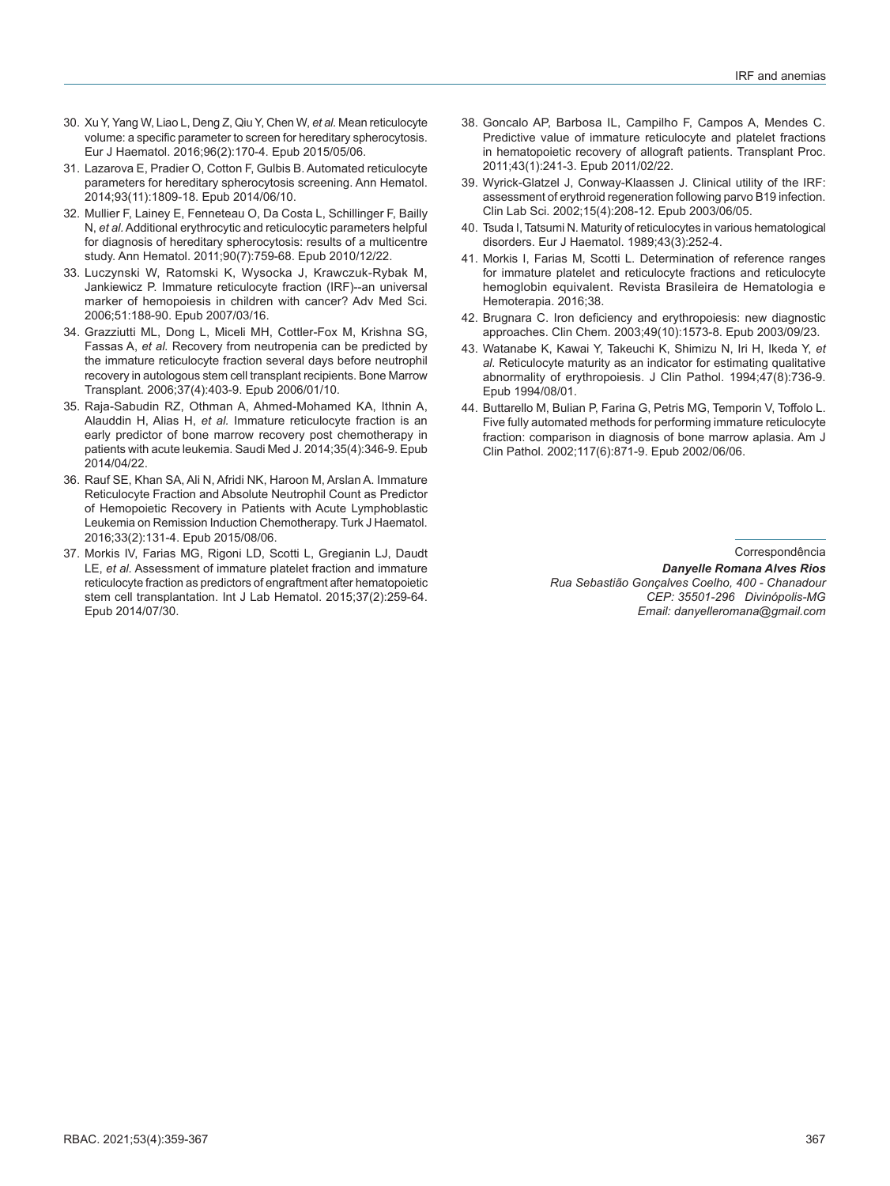30. Xu Y, Yang W, Liao L, Deng Z, Qiu Y, Chen W, *et al.* Mean reticulocyte volume: a specific parameter to screen for hereditary spherocytosis. Eur J Haematol. 2016;96(2):170-4. Epub 2015/05/06.
31. Lazarova E, Pradier O, Cotton F, Gulbis B. Automated reticulocyte parameters for hereditary spherocytosis screening. Ann Hematol. 2014;93(11):1809-18. Epub 2014/06/10.
32. Mullier F, Lainey E, Fenneteau O, Da Costa L, Schillinger F, Bailly N, *et al.* Additional erythrocytic and reticulocytic parameters helpful for diagnosis of hereditary spherocytosis: results of a multicentre study. Ann Hematol. 2011;90(7):759-68. Epub 2010/12/22.
33. Luczynski W, Ratomski K, Wysocka J, Krawczuk-Rybak M, Jankiewicz P. Immature reticulocyte fraction (IRF)--an universal marker of hemopoiesis in children with cancer? Adv Med Sci. 2006;51:188-90. Epub 2007/03/16.
34. Grazziutti ML, Dong L, Miceli MH, Cottler-Fox M, Krishna SG, Fassas A, *et al.* Recovery from neutropenia can be predicted by the immature reticulocyte fraction several days before neutrophil recovery in autologous stem cell transplant recipients. Bone Marrow Transplant. 2006;37(4):403-9. Epub 2006/01/10.
35. Raja-Sabudin RZ, Othman A, Ahmed-Mohamed KA, Ithnin A, Alauddin H, Alias H, *et al.* Immature reticulocyte fraction is an early predictor of bone marrow recovery post chemotherapy in patients with acute leukemia. Saudi Med J. 2014;35(4):346-9. Epub 2014/04/22.
36. Rauf SE, Khan SA, Ali N, Afridi NK, Haroon M, Arslan A. Immature Reticulocyte Fraction and Absolute Neutrophil Count as Predictor of Hemopoietic Recovery in Patients with Acute Lymphoblastic Leukemia on Remission Induction Chemotherapy. Turk J Haematol. 2016;33(2):131-4. Epub 2015/08/06.
37. Morkis IV, Farias MG, Rigoni LD, Scotti L, Gregianin LJ, Daudt LE, *et al.* Assessment of immature platelet fraction and immature reticulocyte fraction as predictors of engraftment after hematopoietic stem cell transplantation. Int J Lab Hematol. 2015;37(2):259-64. Epub 2014/07/30.
38. Goncalo AP, Barbosa IL, Campilho F, Campos A, Mendes C. Predictive value of immature reticulocyte and platelet fractions in hematopoietic recovery of allograft patients. Transplant Proc. 2011;43(1):241-3. Epub 2011/02/22.
39. Wyrick-Glatzel J, Conway-Klaassen J. Clinical utility of the IRF: assessment of erythroid regeneration following parvo B19 infection. Clin Lab Sci. 2002;15(4):208-12. Epub 2003/06/05.
40. Tsuda I, Tatsumi N. Maturity of reticulocytes in various hematological disorders. Eur J Haematol. 1989;43(3):252-4.
41. Morkis I, Farias M, Scotti L. Determination of reference ranges for immature platelet and reticulocyte fractions and reticulocyte hemoglobin equivalent. Revista Brasileira de Hematologia e Hemoterapia. 2016;38.
42. Brugnara C. Iron deficiency and erythropoiesis: new diagnostic approaches. Clin Chem. 2003;49(10):1573-8. Epub 2003/09/23.
43. Watanabe K, Kawai Y, Takeuchi K, Shimizu N, Iri H, Ikeda Y, *et al.* Reticulocyte maturity as an indicator for estimating qualitative abnormality of erythropoiesis. J Clin Pathol. 1994;47(8):736-9. Epub 1994/08/01.
44. Buttarello M, Bulian P, Farina G, Petris MG, Temporin V, Toffolo L. Five fully automated methods for performing immature reticulocyte fraction: comparison in diagnosis of bone marrow aplasia. Am J Clin Pathol. 2002;117(6):871-9. Epub 2002/06/06.

Correspondência

***Danyelle Romana Alves Rios***
*Rua Sebastião Gonçalves Coelho, 400 - Chanadour*
*CEP: 35501-296 Divinópolis-MG*
*Email: danyelleromana@gmail.com*